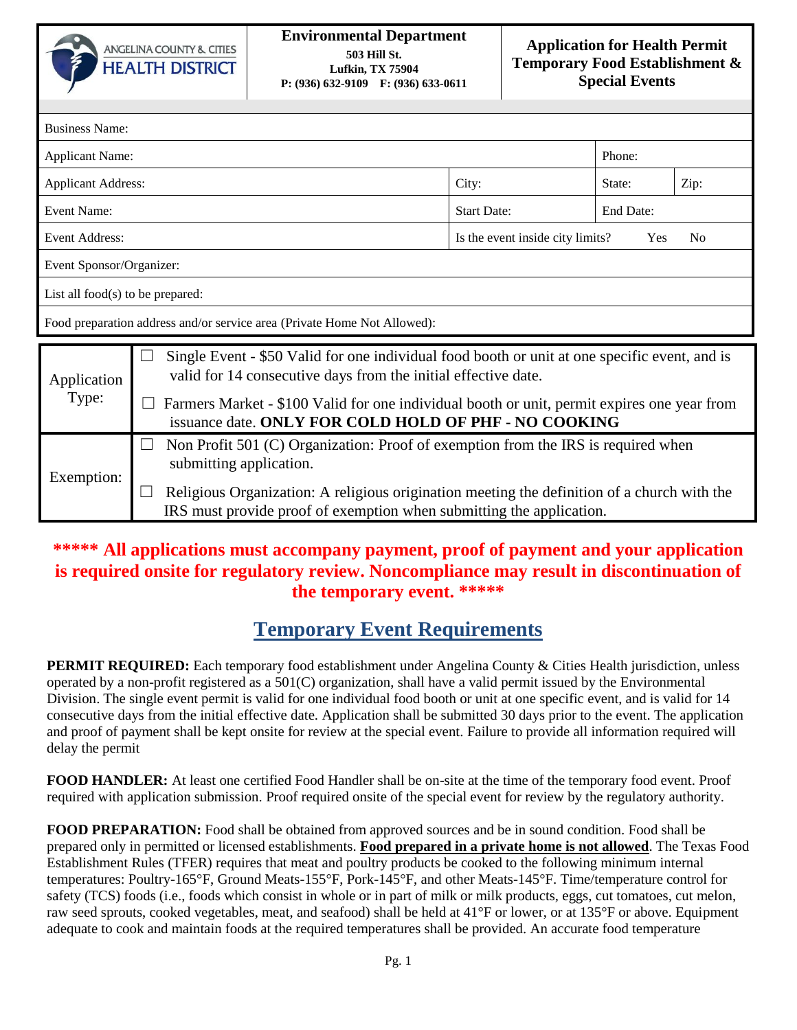| ANGELINA COUNTY & CITIES HEALTH DISTRICT | **Environmental Department** 503 Hill St. Lufkin, TX 75904 P: (936) 632-9109 F: (936) 633-0611 | **Application for Health Permit Temporary Food Establishment & Special Events** |
|---|---|---|

| Business Name: | | | |
|---|---|---|---|
| Applicant Name: | | Phone: | |
| Applicant Address: | City: | State: | Zip: |
| Event Name: | Start Date: | End Date: | |
| Event Address: | Is the event inside city limits? Yes No | | |
| Event Sponsor/Organizer: | | | |
| List all food(s) to be prepared: | | | |
| Food preparation address and/or service area (Private Home Not Allowed): | | | |

| | |
|---|---|
| Application Type: | ☐ Single Event - $50 Valid for one individual food booth or unit at one specific event, and is valid for 14 consecutive days from the initial effective date.<br>☐ Farmers Market - $100 Valid for one individual booth or unit, permit expires one year from issuance date. **ONLY FOR COLD HOLD OF PHF - NO COOKING** |
| Exemption: | ☐ Non Profit 501 (C) Organization: Proof of exemption from the IRS is required when submitting application.<br>☐ Religious Organization: A religious origination meeting the definition of a church with the IRS must provide proof of exemption when submitting the application. |

**\*\*\*\*\* All applications must accompany payment, proof of payment and your application is required onsite for regulatory review. Noncompliance may result in discontinuation of the temporary event. \*\*\*\*\***

## Temporary Event Requirements

**PERMIT REQUIRED:** Each temporary food establishment under Angelina County & Cities Health jurisdiction, unless operated by a non-profit registered as a 501(C) organization, shall have a valid permit issued by the Environmental Division. The single event permit is valid for one individual food booth or unit at one specific event, and is valid for 14 consecutive days from the initial effective date. Application shall be submitted 30 days prior to the event. The application and proof of payment shall be kept onsite for review at the special event. Failure to provide all information required will delay the permit

**FOOD HANDLER:** At least one certified Food Handler shall be on-site at the time of the temporary food event. Proof required with application submission. Proof required onsite of the special event for review by the regulatory authority.

**FOOD PREPARATION:** Food shall be obtained from approved sources and be in sound condition. Food shall be prepared only in permitted or licensed establishments. **Food prepared in a private home is not allowed**. The Texas Food Establishment Rules (TFER) requires that meat and poultry products be cooked to the following minimum internal temperatures: Poultry-165°F, Ground Meats-155°F, Pork-145°F, and other Meats-145°F. Time/temperature control for safety (TCS) foods (i.e., foods which consist in whole or in part of milk or milk products, eggs, cut tomatoes, cut melon, raw seed sprouts, cooked vegetables, meat, and seafood) shall be held at 41°F or lower, or at 135°F or above. Equipment adequate to cook and maintain foods at the required temperatures shall be provided. An accurate food temperature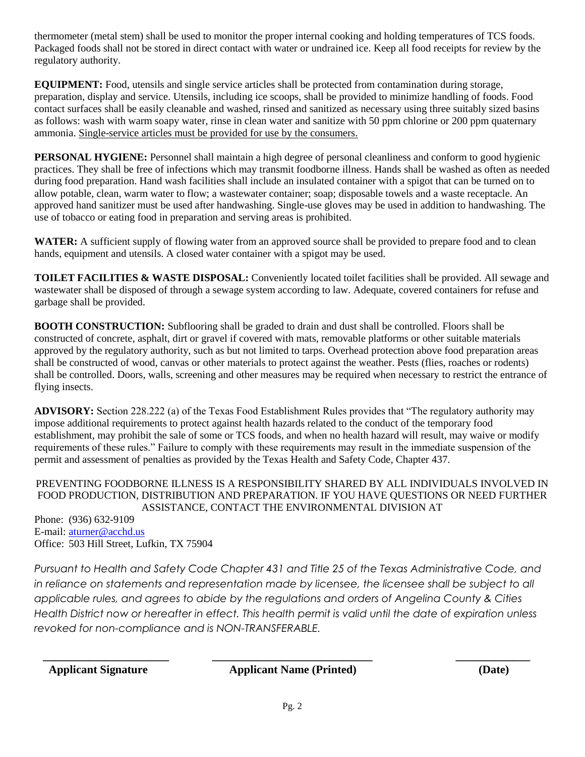thermometer (metal stem) shall be used to monitor the proper internal cooking and holding temperatures of TCS foods. Packaged foods shall not be stored in direct contact with water or undrained ice. Keep all food receipts for review by the regulatory authority.

**EQUIPMENT:** Food, utensils and single service articles shall be protected from contamination during storage, preparation, display and service. Utensils, including ice scoops, shall be provided to minimize handling of foods. Food contact surfaces shall be easily cleanable and washed, rinsed and sanitized as necessary using three suitably sized basins as follows: wash with warm soapy water, rinse in clean water and sanitize with 50 ppm chlorine or 200 ppm quaternary ammonia. <u>Single-service articles must be provided for use by the consumers.</u>

**PERSONAL HYGIENE:** Personnel shall maintain a high degree of personal cleanliness and conform to good hygienic practices. They shall be free of infections which may transmit foodborne illness. Hands shall be washed as often as needed during food preparation. Hand wash facilities shall include an insulated container with a spigot that can be turned on to allow potable, clean, warm water to flow; a wastewater container; soap; disposable towels and a waste receptacle. An approved hand sanitizer must be used after handwashing. Single-use gloves may be used in addition to handwashing. The use of tobacco or eating food in preparation and serving areas is prohibited.

**WATER:** A sufficient supply of flowing water from an approved source shall be provided to prepare food and to clean hands, equipment and utensils. A closed water container with a spigot may be used.

**TOILET FACILITIES & WASTE DISPOSAL:** Conveniently located toilet facilities shall be provided. All sewage and wastewater shall be disposed of through a sewage system according to law. Adequate, covered containers for refuse and garbage shall be provided.

**BOOTH CONSTRUCTION:** Subflooring shall be graded to drain and dust shall be controlled. Floors shall be constructed of concrete, asphalt, dirt or gravel if covered with mats, removable platforms or other suitable materials approved by the regulatory authority, such as but not limited to tarps. Overhead protection above food preparation areas shall be constructed of wood, canvas or other materials to protect against the weather. Pests (flies, roaches or rodents) shall be controlled. Doors, walls, screening and other measures may be required when necessary to restrict the entrance of flying insects.

**ADVISORY:** Section 228.222 (a) of the Texas Food Establishment Rules provides that "The regulatory authority may impose additional requirements to protect against health hazards related to the conduct of the temporary food establishment, may prohibit the sale of some or TCS foods, and when no health hazard will result, may waive or modify requirements of these rules." Failure to comply with these requirements may result in the immediate suspension of the permit and assessment of penalties as provided by the Texas Health and Safety Code, Chapter 437.

PREVENTING FOODBORNE ILLNESS IS A RESPONSIBILITY SHARED BY ALL INDIVIDUALS INVOLVED IN FOOD PRODUCTION, DISTRIBUTION AND PREPARATION. IF YOU HAVE QUESTIONS OR NEED FURTHER ASSISTANCE, CONTACT THE ENVIRONMENTAL DIVISION AT

Phone: (936) 632-9109
E-mail: aturner@acchd.us
Office: 503 Hill Street, Lufkin, TX 75904

*Pursuant to Health and Safety Code Chapter 431 and Title 25 of the Texas Administrative Code, and in reliance on statements and representation made by licensee, the licensee shall be subject to all applicable rules, and agrees to abide by the regulations and orders of Angelina County & Cities Health District now or hereafter in effect. This health permit is valid until the date of expiration unless revoked for non-compliance and is NON-TRANSFERABLE.*

______________________ ____________________________ _____________

**Applicant Signature** **Applicant Name (Printed)** **(Date)**